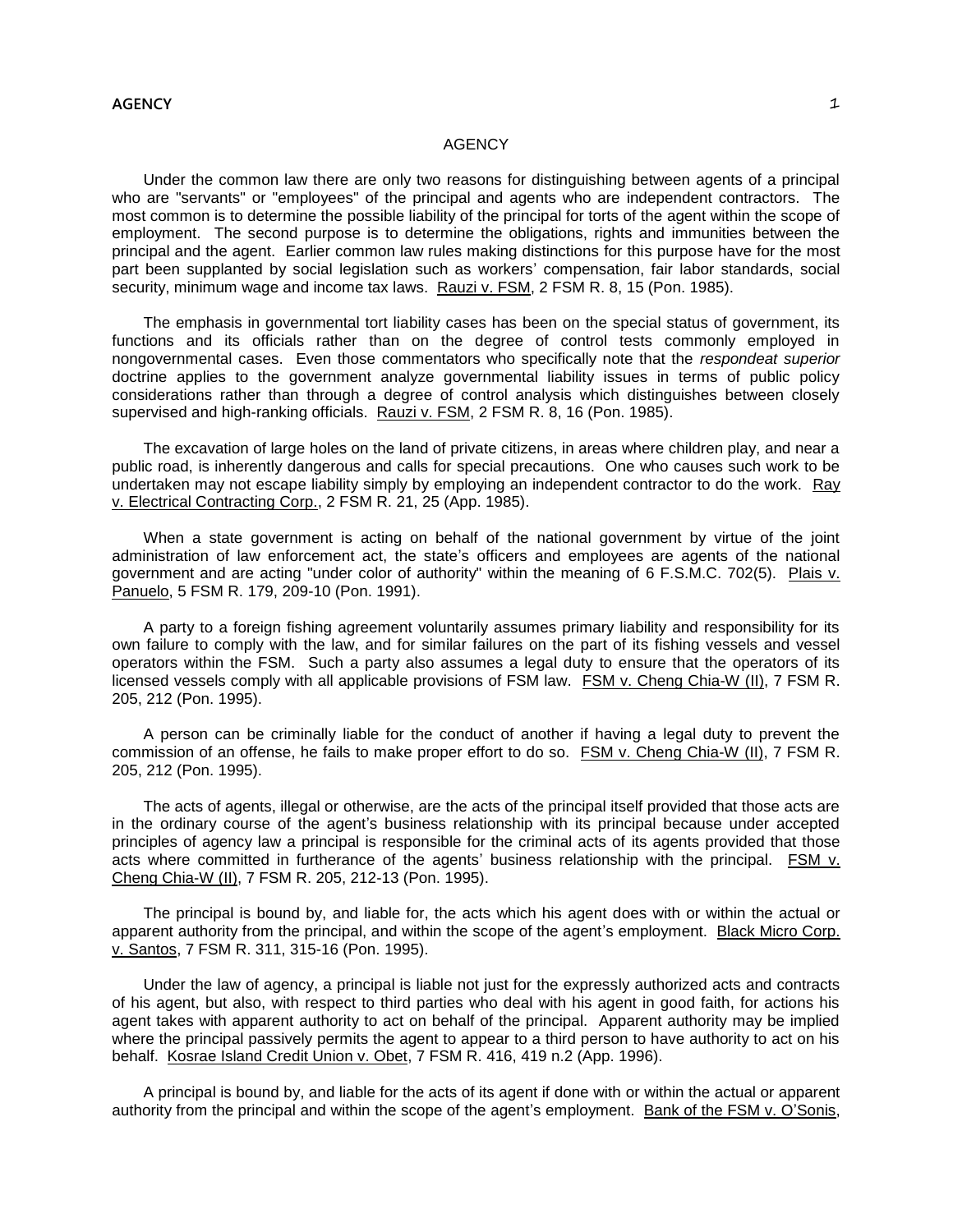# AGENCY

Under the common law there are only two reasons for distinguishing between agents of a principal who are "servants" or "employees" of the principal and agents who are independent contractors. The most common is to determine the possible liability of the principal for torts of the agent within the scope of employment. The second purpose is to determine the obligations, rights and immunities between the principal and the agent. Earlier common law rules making distinctions for this purpose have for the most part been supplanted by social legislation such as workers' compensation, fair labor standards, social security, minimum wage and income tax laws. Rauzi v. FSM, 2 FSM R. 8, 15 (Pon. 1985).

The emphasis in governmental tort liability cases has been on the special status of government, its functions and its officials rather than on the degree of control tests commonly employed in nongovernmental cases. Even those commentators who specifically note that the *respondeat superior* doctrine applies to the government analyze governmental liability issues in terms of public policy considerations rather than through a degree of control analysis which distinguishes between closely supervised and high-ranking officials. Rauzi v. FSM, 2 FSM R. 8, 16 (Pon. 1985).

The excavation of large holes on the land of private citizens, in areas where children play, and near a public road, is inherently dangerous and calls for special precautions. One who causes such work to be undertaken may not escape liability simply by employing an independent contractor to do the work. Ray v. Electrical Contracting Corp., 2 FSM R. 21, 25 (App. 1985).

When a state government is acting on behalf of the national government by virtue of the joint administration of law enforcement act, the state's officers and employees are agents of the national government and are acting "under color of authority" within the meaning of 6 F.S.M.C. 702(5). Plais v. Panuelo, 5 FSM R. 179, 209-10 (Pon. 1991).

A party to a foreign fishing agreement voluntarily assumes primary liability and responsibility for its own failure to comply with the law, and for similar failures on the part of its fishing vessels and vessel operators within the FSM. Such a party also assumes a legal duty to ensure that the operators of its licensed vessels comply with all applicable provisions of FSM law. FSM v. Cheng Chia-W (II), 7 FSM R. 205, 212 (Pon. 1995).

A person can be criminally liable for the conduct of another if having a legal duty to prevent the commission of an offense, he fails to make proper effort to do so. FSM v. Cheng Chia-W (II), 7 FSM R. 205, 212 (Pon. 1995).

The acts of agents, illegal or otherwise, are the acts of the principal itself provided that those acts are in the ordinary course of the agent's business relationship with its principal because under accepted principles of agency law a principal is responsible for the criminal acts of its agents provided that those acts where committed in furtherance of the agents' business relationship with the principal. FSM v. Cheng Chia-W (II), 7 FSM R. 205, 212-13 (Pon. 1995).

The principal is bound by, and liable for, the acts which his agent does with or within the actual or apparent authority from the principal, and within the scope of the agent's employment. Black Micro Corp. v. Santos, 7 FSM R. 311, 315-16 (Pon. 1995).

Under the law of agency, a principal is liable not just for the expressly authorized acts and contracts of his agent, but also, with respect to third parties who deal with his agent in good faith, for actions his agent takes with apparent authority to act on behalf of the principal. Apparent authority may be implied where the principal passively permits the agent to appear to a third person to have authority to act on his behalf. Kosrae Island Credit Union v. Obet, 7 FSM R. 416, 419 n.2 (App. 1996).

A principal is bound by, and liable for the acts of its agent if done with or within the actual or apparent authority from the principal and within the scope of the agent's employment. Bank of the FSM v. O'Sonis,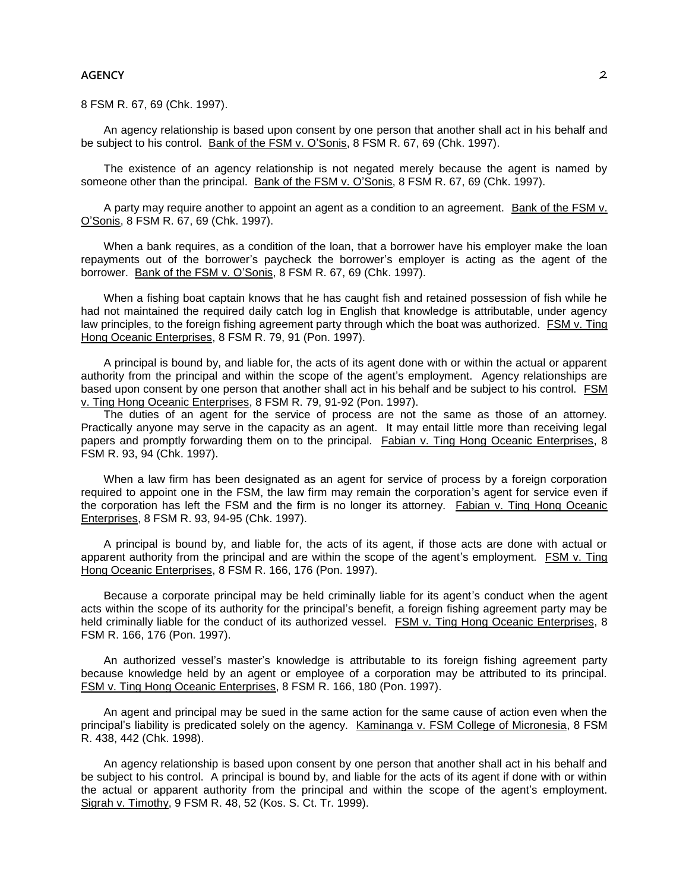8 FSM R. 67, 69 (Chk. 1997).

An agency relationship is based upon consent by one person that another shall act in his behalf and be subject to his control. Bank of the FSM v. O'Sonis, 8 FSM R. 67, 69 (Chk. 1997).

The existence of an agency relationship is not negated merely because the agent is named by someone other than the principal. Bank of the FSM v. O'Sonis, 8 FSM R. 67, 69 (Chk. 1997).

A party may require another to appoint an agent as a condition to an agreement. Bank of the FSM v. O'Sonis, 8 FSM R. 67, 69 (Chk. 1997).

When a bank requires, as a condition of the loan, that a borrower have his employer make the loan repayments out of the borrower's paycheck the borrower's employer is acting as the agent of the borrower. Bank of the FSM v. O'Sonis, 8 FSM R. 67, 69 (Chk. 1997).

When a fishing boat captain knows that he has caught fish and retained possession of fish while he had not maintained the required daily catch log in English that knowledge is attributable, under agency law principles, to the foreign fishing agreement party through which the boat was authorized. FSM v. Ting Hong Oceanic Enterprises, 8 FSM R. 79, 91 (Pon. 1997).

A principal is bound by, and liable for, the acts of its agent done with or within the actual or apparent authority from the principal and within the scope of the agent's employment. Agency relationships are based upon consent by one person that another shall act in his behalf and be subject to his control. FSM v. Ting Hong Oceanic Enterprises, 8 FSM R. 79, 91-92 (Pon. 1997).

The duties of an agent for the service of process are not the same as those of an attorney. Practically anyone may serve in the capacity as an agent. It may entail little more than receiving legal papers and promptly forwarding them on to the principal. Fabian v. Ting Hong Oceanic Enterprises, 8 FSM R. 93, 94 (Chk. 1997).

When a law firm has been designated as an agent for service of process by a foreign corporation required to appoint one in the FSM, the law firm may remain the corporation's agent for service even if the corporation has left the FSM and the firm is no longer its attorney. Fabian v. Ting Hong Oceanic Enterprises, 8 FSM R. 93, 94-95 (Chk. 1997).

A principal is bound by, and liable for, the acts of its agent, if those acts are done with actual or apparent authority from the principal and are within the scope of the agent's employment. FSM v. Ting Hong Oceanic Enterprises, 8 FSM R. 166, 176 (Pon. 1997).

Because a corporate principal may be held criminally liable for its agent's conduct when the agent acts within the scope of its authority for the principal's benefit, a foreign fishing agreement party may be held criminally liable for the conduct of its authorized vessel. FSM v. Ting Hong Oceanic Enterprises, 8 FSM R. 166, 176 (Pon. 1997).

An authorized vessel's master's knowledge is attributable to its foreign fishing agreement party because knowledge held by an agent or employee of a corporation may be attributed to its principal. FSM v. Ting Hong Oceanic Enterprises, 8 FSM R. 166, 180 (Pon. 1997).

An agent and principal may be sued in the same action for the same cause of action even when the principal's liability is predicated solely on the agency. Kaminanga v. FSM College of Micronesia, 8 FSM R. 438, 442 (Chk. 1998).

An agency relationship is based upon consent by one person that another shall act in his behalf and be subject to his control. A principal is bound by, and liable for the acts of its agent if done with or within the actual or apparent authority from the principal and within the scope of the agent's employment. Sigrah v. Timothy, 9 FSM R. 48, 52 (Kos. S. Ct. Tr. 1999).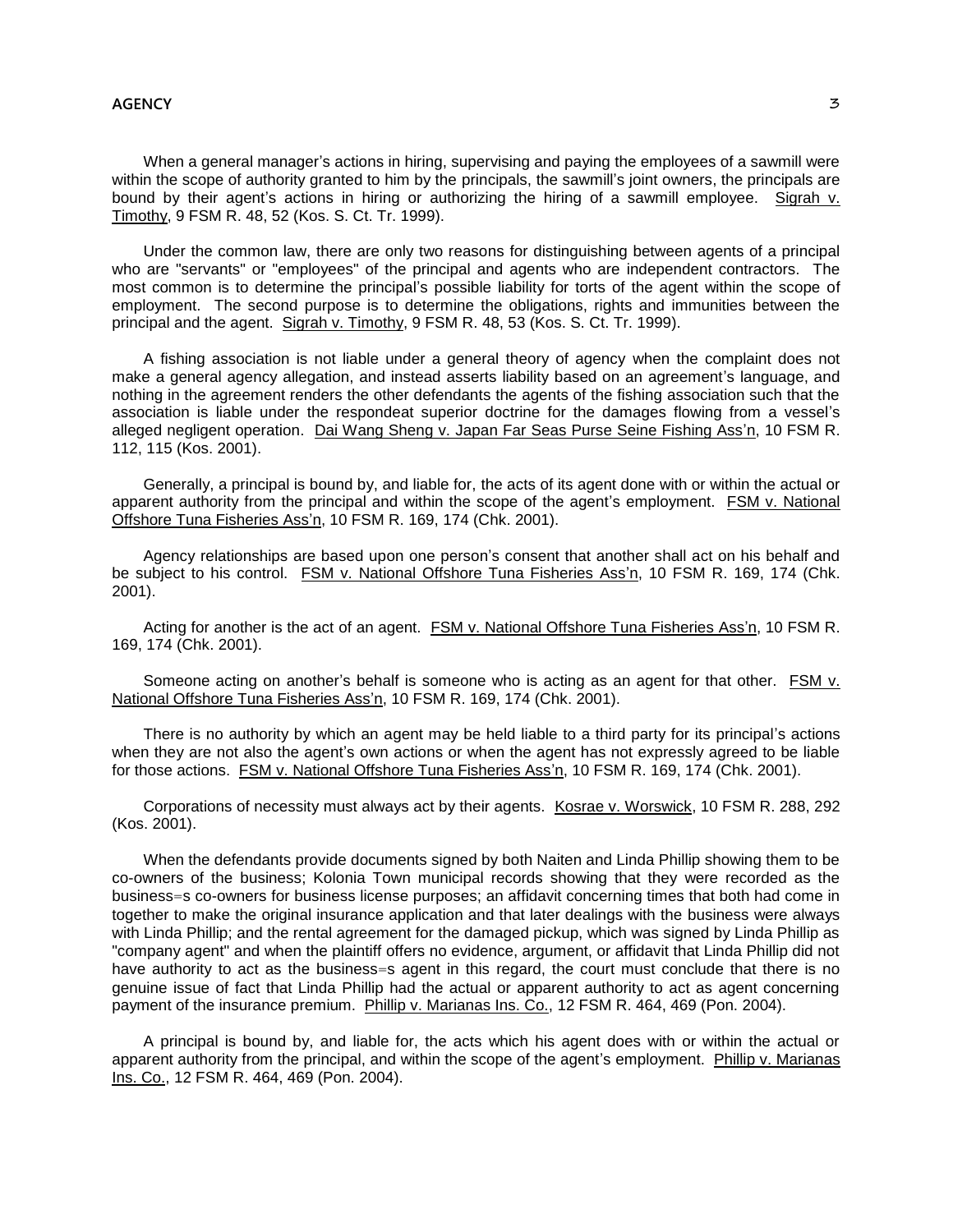When a general manager's actions in hiring, supervising and paying the employees of a sawmill were within the scope of authority granted to him by the principals, the sawmill's joint owners, the principals are bound by their agent's actions in hiring or authorizing the hiring of a sawmill employee. Sigrah v. Timothy, 9 FSM R. 48, 52 (Kos. S. Ct. Tr. 1999).

Under the common law, there are only two reasons for distinguishing between agents of a principal who are "servants" or "employees" of the principal and agents who are independent contractors. The most common is to determine the principal's possible liability for torts of the agent within the scope of employment. The second purpose is to determine the obligations, rights and immunities between the principal and the agent. Sigrah v. Timothy, 9 FSM R. 48, 53 (Kos. S. Ct. Tr. 1999).

A fishing association is not liable under a general theory of agency when the complaint does not make a general agency allegation, and instead asserts liability based on an agreement's language, and nothing in the agreement renders the other defendants the agents of the fishing association such that the association is liable under the respondeat superior doctrine for the damages flowing from a vessel's alleged negligent operation. Dai Wang Sheng v. Japan Far Seas Purse Seine Fishing Ass'n, 10 FSM R. 112, 115 (Kos. 2001).

Generally, a principal is bound by, and liable for, the acts of its agent done with or within the actual or apparent authority from the principal and within the scope of the agent's employment. FSM v. National Offshore Tuna Fisheries Ass'n, 10 FSM R. 169, 174 (Chk. 2001).

Agency relationships are based upon one person's consent that another shall act on his behalf and be subject to his control. FSM v. National Offshore Tuna Fisheries Ass'n, 10 FSM R. 169, 174 (Chk. 2001).

Acting for another is the act of an agent. FSM v. National Offshore Tuna Fisheries Ass'n, 10 FSM R. 169, 174 (Chk. 2001).

Someone acting on another's behalf is someone who is acting as an agent for that other. FSM v. National Offshore Tuna Fisheries Ass'n, 10 FSM R. 169, 174 (Chk. 2001).

There is no authority by which an agent may be held liable to a third party for its principal's actions when they are not also the agent's own actions or when the agent has not expressly agreed to be liable for those actions. FSM v. National Offshore Tuna Fisheries Ass'n, 10 FSM R. 169, 174 (Chk. 2001).

Corporations of necessity must always act by their agents. Kosrae v. Worswick, 10 FSM R. 288, 292 (Kos. 2001).

When the defendants provide documents signed by both Naiten and Linda Phillip showing them to be co-owners of the business; Kolonia Town municipal records showing that they were recorded as the business=s co-owners for business license purposes; an affidavit concerning times that both had come in together to make the original insurance application and that later dealings with the business were always with Linda Phillip; and the rental agreement for the damaged pickup, which was signed by Linda Phillip as "company agent" and when the plaintiff offers no evidence, argument, or affidavit that Linda Phillip did not have authority to act as the business=s agent in this regard, the court must conclude that there is no genuine issue of fact that Linda Phillip had the actual or apparent authority to act as agent concerning payment of the insurance premium. Phillip v. Marianas Ins. Co., 12 FSM R. 464, 469 (Pon. 2004).

A principal is bound by, and liable for, the acts which his agent does with or within the actual or apparent authority from the principal, and within the scope of the agent's employment. Phillip v. Marianas Ins. Co., 12 FSM R. 464, 469 (Pon. 2004).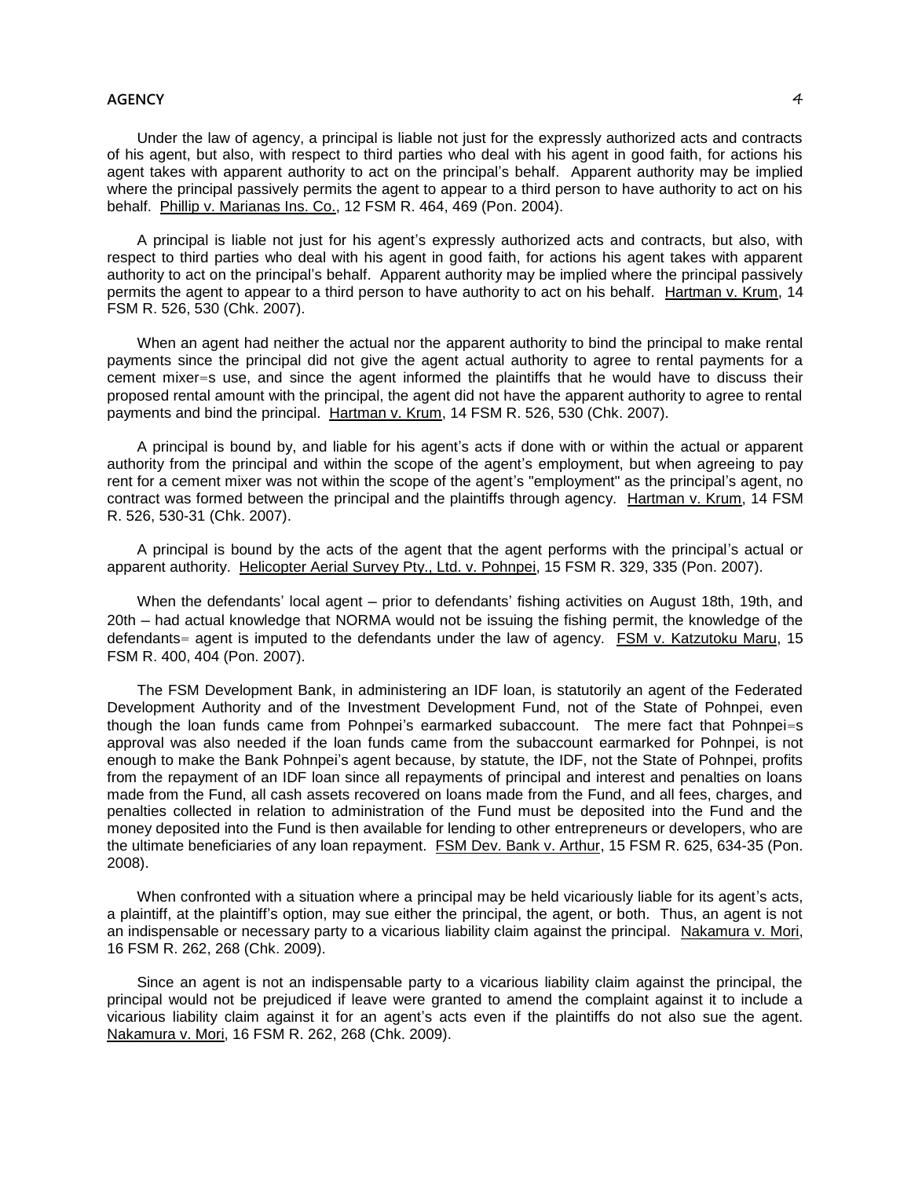Under the law of agency, a principal is liable not just for the expressly authorized acts and contracts of his agent, but also, with respect to third parties who deal with his agent in good faith, for actions his agent takes with apparent authority to act on the principal's behalf. Apparent authority may be implied where the principal passively permits the agent to appear to a third person to have authority to act on his behalf. Phillip v. Marianas Ins. Co., 12 FSM R. 464, 469 (Pon. 2004).

A principal is liable not just for his agent's expressly authorized acts and contracts, but also, with respect to third parties who deal with his agent in good faith, for actions his agent takes with apparent authority to act on the principal's behalf. Apparent authority may be implied where the principal passively permits the agent to appear to a third person to have authority to act on his behalf. Hartman v. Krum, 14 FSM R. 526, 530 (Chk. 2007).

When an agent had neither the actual nor the apparent authority to bind the principal to make rental payments since the principal did not give the agent actual authority to agree to rental payments for a cement mixer=s use, and since the agent informed the plaintiffs that he would have to discuss their proposed rental amount with the principal, the agent did not have the apparent authority to agree to rental payments and bind the principal. Hartman v. Krum, 14 FSM R. 526, 530 (Chk. 2007).

A principal is bound by, and liable for his agent's acts if done with or within the actual or apparent authority from the principal and within the scope of the agent's employment, but when agreeing to pay rent for a cement mixer was not within the scope of the agent's "employment" as the principal's agent, no contract was formed between the principal and the plaintiffs through agency. Hartman v. Krum, 14 FSM R. 526, 530-31 (Chk. 2007).

A principal is bound by the acts of the agent that the agent performs with the principal's actual or apparent authority. Helicopter Aerial Survey Pty., Ltd. v. Pohnpei, 15 FSM R. 329, 335 (Pon. 2007).

When the defendants' local agent – prior to defendants' fishing activities on August 18th, 19th, and 20th – had actual knowledge that NORMA would not be issuing the fishing permit, the knowledge of the defendants= agent is imputed to the defendants under the law of agency. FSM v. Katzutoku Maru, 15 FSM R. 400, 404 (Pon. 2007).

The FSM Development Bank, in administering an IDF loan, is statutorily an agent of the Federated Development Authority and of the Investment Development Fund, not of the State of Pohnpei, even though the loan funds came from Pohnpei's earmarked subaccount. The mere fact that Pohnpei=s approval was also needed if the loan funds came from the subaccount earmarked for Pohnpei, is not enough to make the Bank Pohnpei's agent because, by statute, the IDF, not the State of Pohnpei, profits from the repayment of an IDF loan since all repayments of principal and interest and penalties on loans made from the Fund, all cash assets recovered on loans made from the Fund, and all fees, charges, and penalties collected in relation to administration of the Fund must be deposited into the Fund and the money deposited into the Fund is then available for lending to other entrepreneurs or developers, who are the ultimate beneficiaries of any loan repayment. FSM Dev. Bank v. Arthur, 15 FSM R. 625, 634-35 (Pon. 2008).

When confronted with a situation where a principal may be held vicariously liable for its agent's acts, a plaintiff, at the plaintiff's option, may sue either the principal, the agent, or both. Thus, an agent is not an indispensable or necessary party to a vicarious liability claim against the principal. Nakamura v. Mori, 16 FSM R. 262, 268 (Chk. 2009).

Since an agent is not an indispensable party to a vicarious liability claim against the principal, the principal would not be prejudiced if leave were granted to amend the complaint against it to include a vicarious liability claim against it for an agent's acts even if the plaintiffs do not also sue the agent. Nakamura v. Mori, 16 FSM R. 262, 268 (Chk. 2009).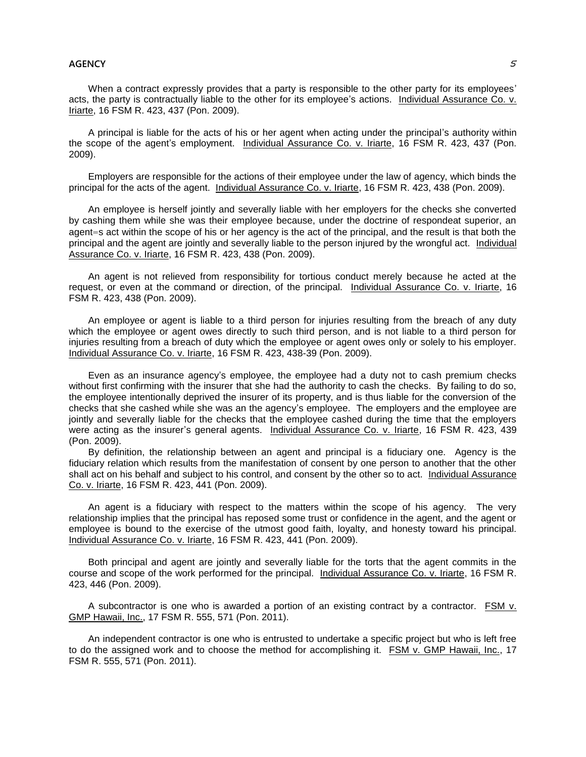When a contract expressly provides that a party is responsible to the other party for its employees' acts, the party is contractually liable to the other for its employee's actions. Individual Assurance Co. v. Iriarte, 16 FSM R. 423, 437 (Pon. 2009).

A principal is liable for the acts of his or her agent when acting under the principal's authority within the scope of the agent's employment. Individual Assurance Co. v. Iriarte, 16 FSM R. 423, 437 (Pon. 2009).

Employers are responsible for the actions of their employee under the law of agency, which binds the principal for the acts of the agent. Individual Assurance Co. v. Iriarte, 16 FSM R. 423, 438 (Pon. 2009).

An employee is herself jointly and severally liable with her employers for the checks she converted by cashing them while she was their employee because, under the doctrine of respondeat superior, an agent=s act within the scope of his or her agency is the act of the principal, and the result is that both the principal and the agent are jointly and severally liable to the person injured by the wrongful act. Individual Assurance Co. v. Iriarte, 16 FSM R. 423, 438 (Pon. 2009).

An agent is not relieved from responsibility for tortious conduct merely because he acted at the request, or even at the command or direction, of the principal. Individual Assurance Co. v. Iriarte, 16 FSM R. 423, 438 (Pon. 2009).

An employee or agent is liable to a third person for injuries resulting from the breach of any duty which the employee or agent owes directly to such third person, and is not liable to a third person for injuries resulting from a breach of duty which the employee or agent owes only or solely to his employer. Individual Assurance Co. v. Iriarte, 16 FSM R. 423, 438-39 (Pon. 2009).

Even as an insurance agency's employee, the employee had a duty not to cash premium checks without first confirming with the insurer that she had the authority to cash the checks. By failing to do so, the employee intentionally deprived the insurer of its property, and is thus liable for the conversion of the checks that she cashed while she was an the agency's employee. The employers and the employee are jointly and severally liable for the checks that the employee cashed during the time that the employers were acting as the insurer's general agents. Individual Assurance Co. v. Iriarte, 16 FSM R. 423, 439 (Pon. 2009).

By definition, the relationship between an agent and principal is a fiduciary one. Agency is the fiduciary relation which results from the manifestation of consent by one person to another that the other shall act on his behalf and subject to his control, and consent by the other so to act. Individual Assurance Co. v. Iriarte, 16 FSM R. 423, 441 (Pon. 2009).

An agent is a fiduciary with respect to the matters within the scope of his agency. The very relationship implies that the principal has reposed some trust or confidence in the agent, and the agent or employee is bound to the exercise of the utmost good faith, loyalty, and honesty toward his principal. Individual Assurance Co. v. Iriarte, 16 FSM R. 423, 441 (Pon. 2009).

Both principal and agent are jointly and severally liable for the torts that the agent commits in the course and scope of the work performed for the principal. Individual Assurance Co. v. Iriarte, 16 FSM R. 423, 446 (Pon. 2009).

A subcontractor is one who is awarded a portion of an existing contract by a contractor. FSM v. GMP Hawaii, Inc., 17 FSM R. 555, 571 (Pon. 2011).

An independent contractor is one who is entrusted to undertake a specific project but who is left free to do the assigned work and to choose the method for accomplishing it. FSM v. GMP Hawaii, Inc., 17 FSM R. 555, 571 (Pon. 2011).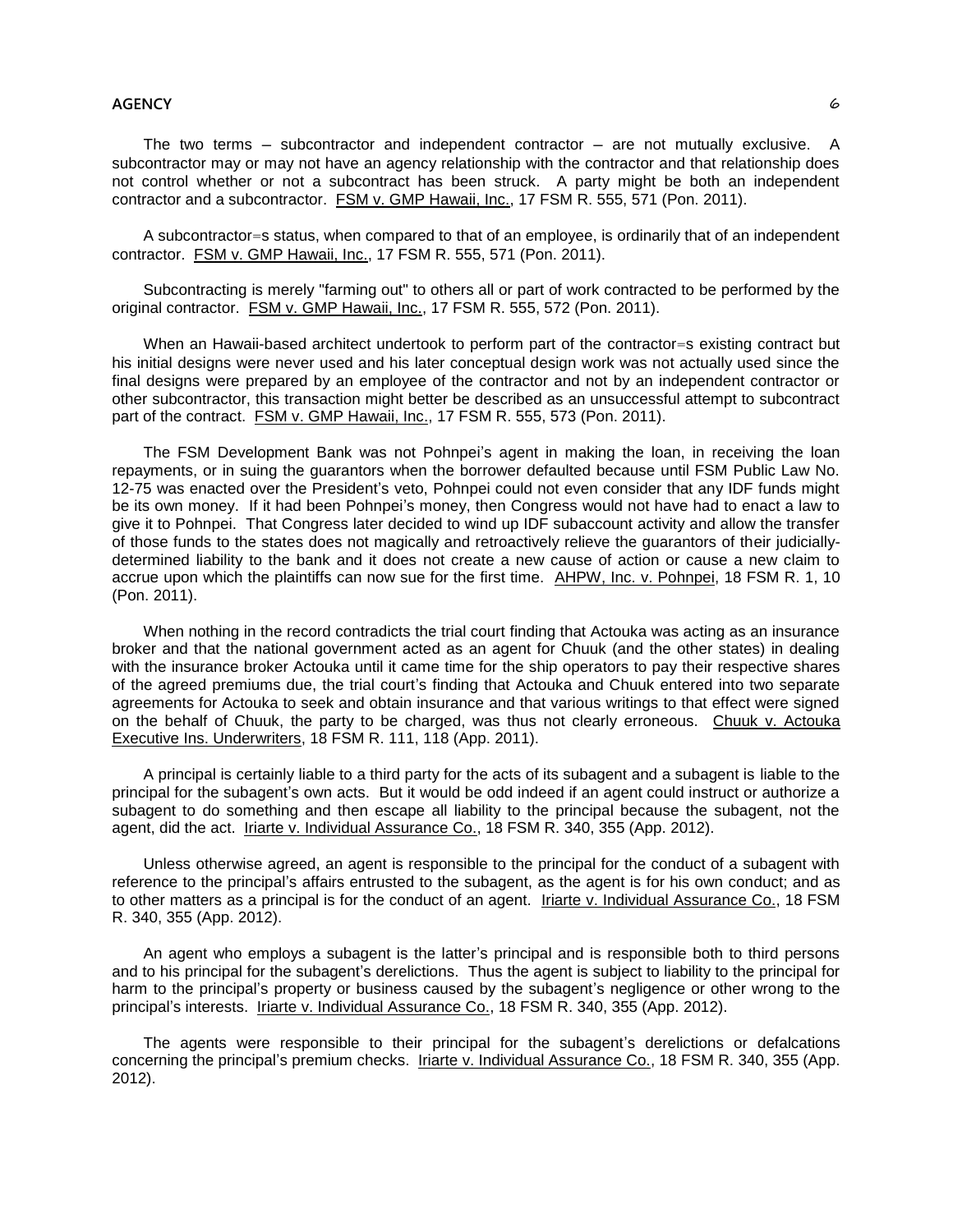The two terms – subcontractor and independent contractor – are not mutually exclusive. A subcontractor may or may not have an agency relationship with the contractor and that relationship does not control whether or not a subcontract has been struck. A party might be both an independent contractor and a subcontractor. FSM v. GMP Hawaii, Inc., 17 FSM R. 555, 571 (Pon. 2011).

A subcontractor=s status, when compared to that of an employee, is ordinarily that of an independent contractor. FSM v. GMP Hawaii, Inc., 17 FSM R. 555, 571 (Pon. 2011).

Subcontracting is merely "farming out" to others all or part of work contracted to be performed by the original contractor. FSM v. GMP Hawaii, Inc., 17 FSM R. 555, 572 (Pon. 2011).

When an Hawaii-based architect undertook to perform part of the contractor=s existing contract but his initial designs were never used and his later conceptual design work was not actually used since the final designs were prepared by an employee of the contractor and not by an independent contractor or other subcontractor, this transaction might better be described as an unsuccessful attempt to subcontract part of the contract. FSM v. GMP Hawaii, Inc., 17 FSM R. 555, 573 (Pon. 2011).

The FSM Development Bank was not Pohnpei's agent in making the loan, in receiving the loan repayments, or in suing the guarantors when the borrower defaulted because until FSM Public Law No. 12-75 was enacted over the President's veto, Pohnpei could not even consider that any IDF funds might be its own money. If it had been Pohnpei's money, then Congress would not have had to enact a law to give it to Pohnpei. That Congress later decided to wind up IDF subaccount activity and allow the transfer of those funds to the states does not magically and retroactively relieve the guarantors of their judicially-determined liability to the bank and it does not create a new cause of action or cause a new claim to accrue upon which the plaintiffs can now sue for the first time. AHPW, Inc. v. Pohnpei, 18 FSM R. 1, 10 (Pon. 2011).

When nothing in the record contradicts the trial court finding that Actouka was acting as an insurance broker and that the national government acted as an agent for Chuuk (and the other states) in dealing with the insurance broker Actouka until it came time for the ship operators to pay their respective shares of the agreed premiums due, the trial court's finding that Actouka and Chuuk entered into two separate agreements for Actouka to seek and obtain insurance and that various writings to that effect were signed on the behalf of Chuuk, the party to be charged, was thus not clearly erroneous. Chuuk v. Actouka Executive Ins. Underwriters, 18 FSM R. 111, 118 (App. 2011).

A principal is certainly liable to a third party for the acts of its subagent and a subagent is liable to the principal for the subagent's own acts. But it would be odd indeed if an agent could instruct or authorize a subagent to do something and then escape all liability to the principal because the subagent, not the agent, did the act. Iriarte v. Individual Assurance Co., 18 FSM R. 340, 355 (App. 2012).

Unless otherwise agreed, an agent is responsible to the principal for the conduct of a subagent with reference to the principal's affairs entrusted to the subagent, as the agent is for his own conduct; and as to other matters as a principal is for the conduct of an agent. Iriarte v. Individual Assurance Co., 18 FSM R. 340, 355 (App. 2012).

An agent who employs a subagent is the latter's principal and is responsible both to third persons and to his principal for the subagent's derelictions. Thus the agent is subject to liability to the principal for harm to the principal's property or business caused by the subagent's negligence or other wrong to the principal's interests. Iriarte v. Individual Assurance Co., 18 FSM R. 340, 355 (App. 2012).

The agents were responsible to their principal for the subagent's derelictions or defalcations concerning the principal's premium checks. Iriarte v. Individual Assurance Co., 18 FSM R. 340, 355 (App. 2012).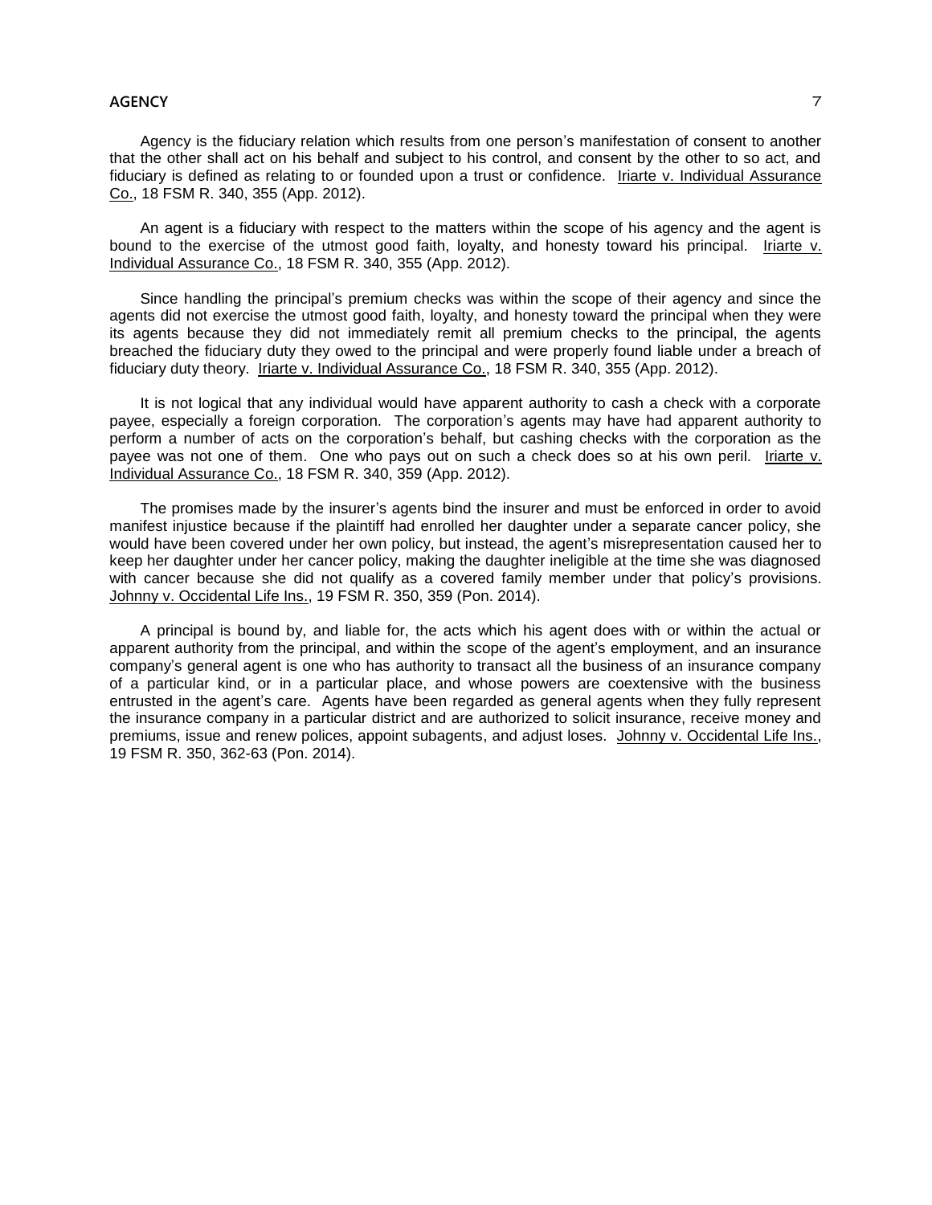Agency is the fiduciary relation which results from one person's manifestation of consent to another that the other shall act on his behalf and subject to his control, and consent by the other to so act, and fiduciary is defined as relating to or founded upon a trust or confidence. Iriarte v. Individual Assurance Co., 18 FSM R. 340, 355 (App. 2012).

An agent is a fiduciary with respect to the matters within the scope of his agency and the agent is bound to the exercise of the utmost good faith, loyalty, and honesty toward his principal. Iriarte v. Individual Assurance Co., 18 FSM R. 340, 355 (App. 2012).

Since handling the principal's premium checks was within the scope of their agency and since the agents did not exercise the utmost good faith, loyalty, and honesty toward the principal when they were its agents because they did not immediately remit all premium checks to the principal, the agents breached the fiduciary duty they owed to the principal and were properly found liable under a breach of fiduciary duty theory. Iriarte v. Individual Assurance Co., 18 FSM R. 340, 355 (App. 2012).

It is not logical that any individual would have apparent authority to cash a check with a corporate payee, especially a foreign corporation. The corporation's agents may have had apparent authority to perform a number of acts on the corporation's behalf, but cashing checks with the corporation as the payee was not one of them. One who pays out on such a check does so at his own peril. Iriarte v. Individual Assurance Co., 18 FSM R. 340, 359 (App. 2012).

The promises made by the insurer's agents bind the insurer and must be enforced in order to avoid manifest injustice because if the plaintiff had enrolled her daughter under a separate cancer policy, she would have been covered under her own policy, but instead, the agent's misrepresentation caused her to keep her daughter under her cancer policy, making the daughter ineligible at the time she was diagnosed with cancer because she did not qualify as a covered family member under that policy's provisions. Johnny v. Occidental Life Ins., 19 FSM R. 350, 359 (Pon. 2014).

A principal is bound by, and liable for, the acts which his agent does with or within the actual or apparent authority from the principal, and within the scope of the agent's employment, and an insurance company's general agent is one who has authority to transact all the business of an insurance company of a particular kind, or in a particular place, and whose powers are coextensive with the business entrusted in the agent's care. Agents have been regarded as general agents when they fully represent the insurance company in a particular district and are authorized to solicit insurance, receive money and premiums, issue and renew polices, appoint subagents, and adjust loses. Johnny v. Occidental Life Ins., 19 FSM R. 350, 362-63 (Pon. 2014).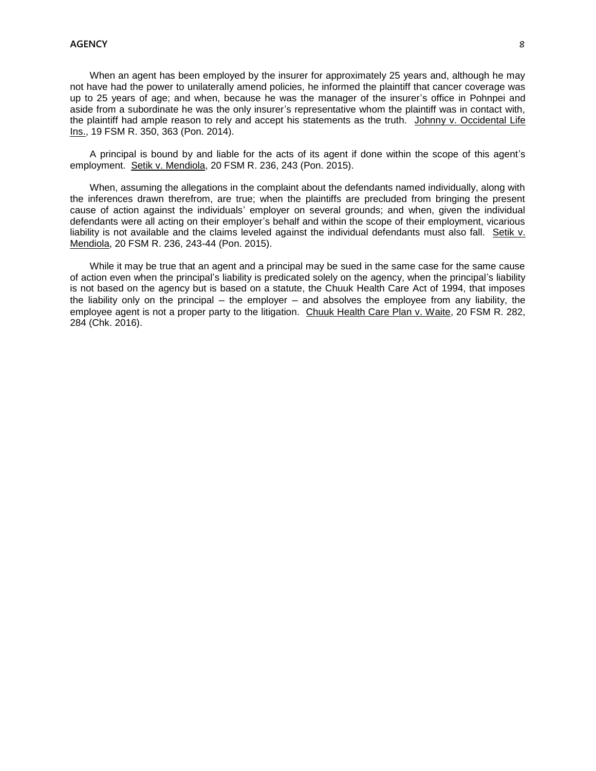When an agent has been employed by the insurer for approximately 25 years and, although he may not have had the power to unilaterally amend policies, he informed the plaintiff that cancer coverage was up to 25 years of age; and when, because he was the manager of the insurer's office in Pohnpei and aside from a subordinate he was the only insurer's representative whom the plaintiff was in contact with, the plaintiff had ample reason to rely and accept his statements as the truth. Johnny v. Occidental Life Ins., 19 FSM R. 350, 363 (Pon. 2014).

A principal is bound by and liable for the acts of its agent if done within the scope of this agent's employment. Setik v. Mendiola, 20 FSM R. 236, 243 (Pon. 2015).

When, assuming the allegations in the complaint about the defendants named individually, along with the inferences drawn therefrom, are true; when the plaintiffs are precluded from bringing the present cause of action against the individuals' employer on several grounds; and when, given the individual defendants were all acting on their employer's behalf and within the scope of their employment, vicarious liability is not available and the claims leveled against the individual defendants must also fall. Setik v. Mendiola, 20 FSM R. 236, 243-44 (Pon. 2015).

While it may be true that an agent and a principal may be sued in the same case for the same cause of action even when the principal's liability is predicated solely on the agency, when the principal's liability is not based on the agency but is based on a statute, the Chuuk Health Care Act of 1994, that imposes the liability only on the principal – the employer – and absolves the employee from any liability, the employee agent is not a proper party to the litigation. Chuuk Health Care Plan v. Waite, 20 FSM R. 282, 284 (Chk. 2016).